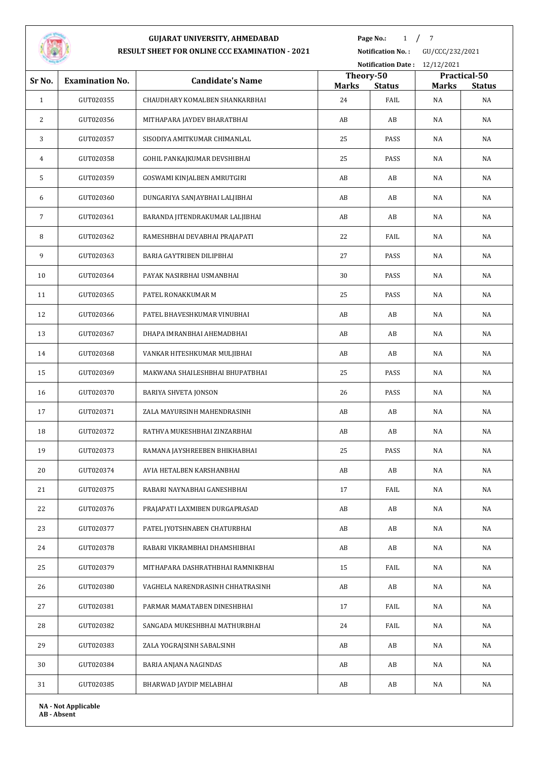# GUJARAT UNIVERSITY, AHMEDABAD

## RESULT SHEET FOR ONLINE CCC EXAMINATION - 2021

**Notification No. :** GU/CCC/232/2021

**Notification Date :** 12/12/2021

| Sr No. | Examination No. | Candidate's Name | Theory-50 | | Practical-50 | |
|---|---|---|---|---|---|---|
| | | | Marks | Status | Marks | Status |
| 1 | GUT020355 | CHAUDHARY KOMALBEN SHANKARBHAI | 24 | FAIL | NA | NA |
| 2 | GUT020356 | MITHAPARA JAYDEV BHARATBHAI | AB | AB | NA | NA |
| 3 | GUT020357 | SISODIYA AMITKUMAR CHIMANLAL | 25 | PASS | NA | NA |
| 4 | GUT020358 | GOHIL PANKAJKUMAR DEVSHIBHAI | 25 | PASS | NA | NA |
| 5 | GUT020359 | GOSWAMI KINJALBEN AMRUTGIRI | AB | AB | NA | NA |
| 6 | GUT020360 | DUNGARIYA SANJAYBHAI LALJIBHAI | AB | AB | NA | NA |
| 7 | GUT020361 | BARANDA JITENDRAKUMAR LALJIBHAI | AB | AB | NA | NA |
| 8 | GUT020362 | RAMESHBHAI DEVABHAI PRAJAPATI | 22 | FAIL | NA | NA |
| 9 | GUT020363 | BARIA GAYTRIBEN DILIPBHAI | 27 | PASS | NA | NA |
| 10 | GUT020364 | PAYAK NASIRBHAI USMANBHAI | 30 | PASS | NA | NA |
| 11 | GUT020365 | PATEL RONAKKUMAR M | 25 | PASS | NA | NA |
| 12 | GUT020366 | PATEL BHAVESHKUMAR VINUBHAI | AB | AB | NA | NA |
| 13 | GUT020367 | DHAPA IMRANBHAI AHEMADBHAI | AB | AB | NA | NA |
| 14 | GUT020368 | VANKAR HITESHKUMAR MULJIBHAI | AB | AB | NA | NA |
| 15 | GUT020369 | MAKWANA SHAILESHBHAI BHUPATBHAI | 25 | PASS | NA | NA |
| 16 | GUT020370 | BARIYA SHVETA JONSON | 26 | PASS | NA | NA |
| 17 | GUT020371 | ZALA MAYURSINH MAHENDRASINH | AB | AB | NA | NA |
| 18 | GUT020372 | RATHVA MUKESHBHAI ZINZARBHAI | AB | AB | NA | NA |
| 19 | GUT020373 | RAMANA JAYSHREEBEN BHIKHABHAI | 25 | PASS | NA | NA |
| 20 | GUT020374 | AVIA HETALBEN KARSHANBHAI | AB | AB | NA | NA |
| 21 | GUT020375 | RABARI NAYNABHAI GANESHBHAI | 17 | FAIL | NA | NA |
| 22 | GUT020376 | PRAJAPATI LAXMIBEN DURGAPRASAD | AB | AB | NA | NA |
| 23 | GUT020377 | PATEL JYOTSHNABEN CHATURBHAI | AB | AB | NA | NA |
| 24 | GUT020378 | RABARI VIKRAMBHAI DHAMSHIBHAI | AB | AB | NA | NA |
| 25 | GUT020379 | MITHAPARA DASHRATHBHAI RAMNIKBHAI | 15 | FAIL | NA | NA |
| 26 | GUT020380 | VAGHELA NARENDRASINH CHHATRASINH | AB | AB | NA | NA |
| 27 | GUT020381 | PARMAR MAMATABEN DINESHBHAI | 17 | FAIL | NA | NA |
| 28 | GUT020382 | SANGADA MUKESHBHAI MATHURBHAI | 24 | FAIL | NA | NA |
| 29 | GUT020383 | ZALA YOGRAJSINH SABALSINH | AB | AB | NA | NA |
| 30 | GUT020384 | BARIA ANJANA NAGINDAS | AB | AB | NA | NA |
| 31 | GUT020385 | BHARWAD JAYDIP MELABHAI | AB | AB | NA | NA |

**NA - Not Applicable**
**AB - Absent**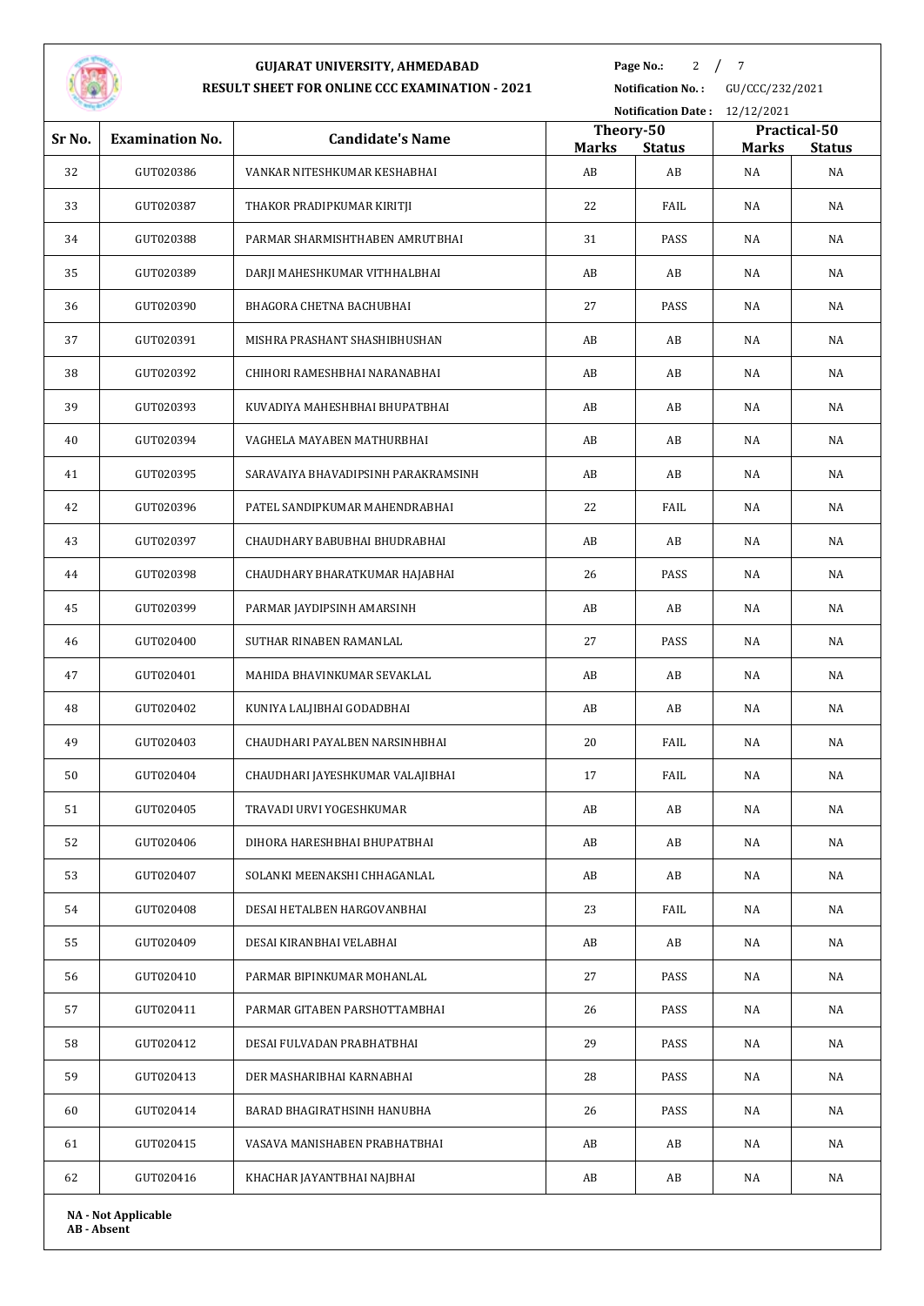# GUJARAT UNIVERSITY, AHMEDABAD

## RESULT SHEET FOR ONLINE CCC EXAMINATION - 2021

**Notification No. :** GU/CCC/232/2021

**Notification Date :** 12/12/2021

| Sr No. | Examination No. | Candidate's Name | Theory-50 | | Practical-50 | |
|---|---|---|---|---|---|---|
| | | | Marks | Status | Marks | Status |
| 32 | GUT020386 | VANKAR NITESHKUMAR KESHABHAI | AB | AB | NA | NA |
| 33 | GUT020387 | THAKOR PRADIPKUMAR KIRITJI | 22 | FAIL | NA | NA |
| 34 | GUT020388 | PARMAR SHARMISHTHABEN AMRUTBHAI | 31 | PASS | NA | NA |
| 35 | GUT020389 | DARJI MAHESHKUMAR VITHHALBHAI | AB | AB | NA | NA |
| 36 | GUT020390 | BHAGORA CHETNA BACHUBHAI | 27 | PASS | NA | NA |
| 37 | GUT020391 | MISHRA PRASHANT SHASHIBHUSHAN | AB | AB | NA | NA |
| 38 | GUT020392 | CHIHORI RAMESHBHAI NARANABHAI | AB | AB | NA | NA |
| 39 | GUT020393 | KUVADIYA MAHESHBHAI BHUPATBHAI | AB | AB | NA | NA |
| 40 | GUT020394 | VAGHELA MAYABEN MATHURBHAI | AB | AB | NA | NA |
| 41 | GUT020395 | SARAVAIYA BHAVADIPSINH PARAKRAMSINH | AB | AB | NA | NA |
| 42 | GUT020396 | PATEL SANDIPKUMAR MAHENDRABHAI | 22 | FAIL | NA | NA |
| 43 | GUT020397 | CHAUDHARY BABUBHAI BHUDRABHAI | AB | AB | NA | NA |
| 44 | GUT020398 | CHAUDHARY BHARATKUMAR HAJABHAI | 26 | PASS | NA | NA |
| 45 | GUT020399 | PARMAR JAYDIPSINH AMARSINH | AB | AB | NA | NA |
| 46 | GUT020400 | SUTHAR RINABEN RAMANLAL | 27 | PASS | NA | NA |
| 47 | GUT020401 | MAHIDA BHAVINKUMAR SEVAKLAL | AB | AB | NA | NA |
| 48 | GUT020402 | KUNIYA LALJIBHAI GODADBHAI | AB | AB | NA | NA |
| 49 | GUT020403 | CHAUDHARI PAYALBEN NARSINHBHAI | 20 | FAIL | NA | NA |
| 50 | GUT020404 | CHAUDHARI JAYESHKUMAR VALAJIBHAI | 17 | FAIL | NA | NA |
| 51 | GUT020405 | TRAVADI URVI YOGESHKUMAR | AB | AB | NA | NA |
| 52 | GUT020406 | DIHORA HARESHBHAI BHUPATBHAI | AB | AB | NA | NA |
| 53 | GUT020407 | SOLANKI MEENAKSHI CHHAGANLAL | AB | AB | NA | NA |
| 54 | GUT020408 | DESAI HETALBEN HARGOVANBHAI | 23 | FAIL | NA | NA |
| 55 | GUT020409 | DESAI KIRANBHAI VELABHAI | AB | AB | NA | NA |
| 56 | GUT020410 | PARMAR BIPINKUMAR MOHANLAL | 27 | PASS | NA | NA |
| 57 | GUT020411 | PARMAR GITABEN PARSHOTTAMBHAI | 26 | PASS | NA | NA |
| 58 | GUT020412 | DESAI FULVADAN PRABHATBHAI | 29 | PASS | NA | NA |
| 59 | GUT020413 | DER MASHARIBHAI KARNABHAI | 28 | PASS | NA | NA |
| 60 | GUT020414 | BARAD BHAGIRATHSINH HANUBHA | 26 | PASS | NA | NA |
| 61 | GUT020415 | VASAVA MANISHABEN PRABHATBHAI | AB | AB | NA | NA |
| 62 | GUT020416 | KHACHAR JAYANTBHAI NAJBHAI | AB | AB | NA | NA |

**NA - Not Applicable**
**AB - Absent**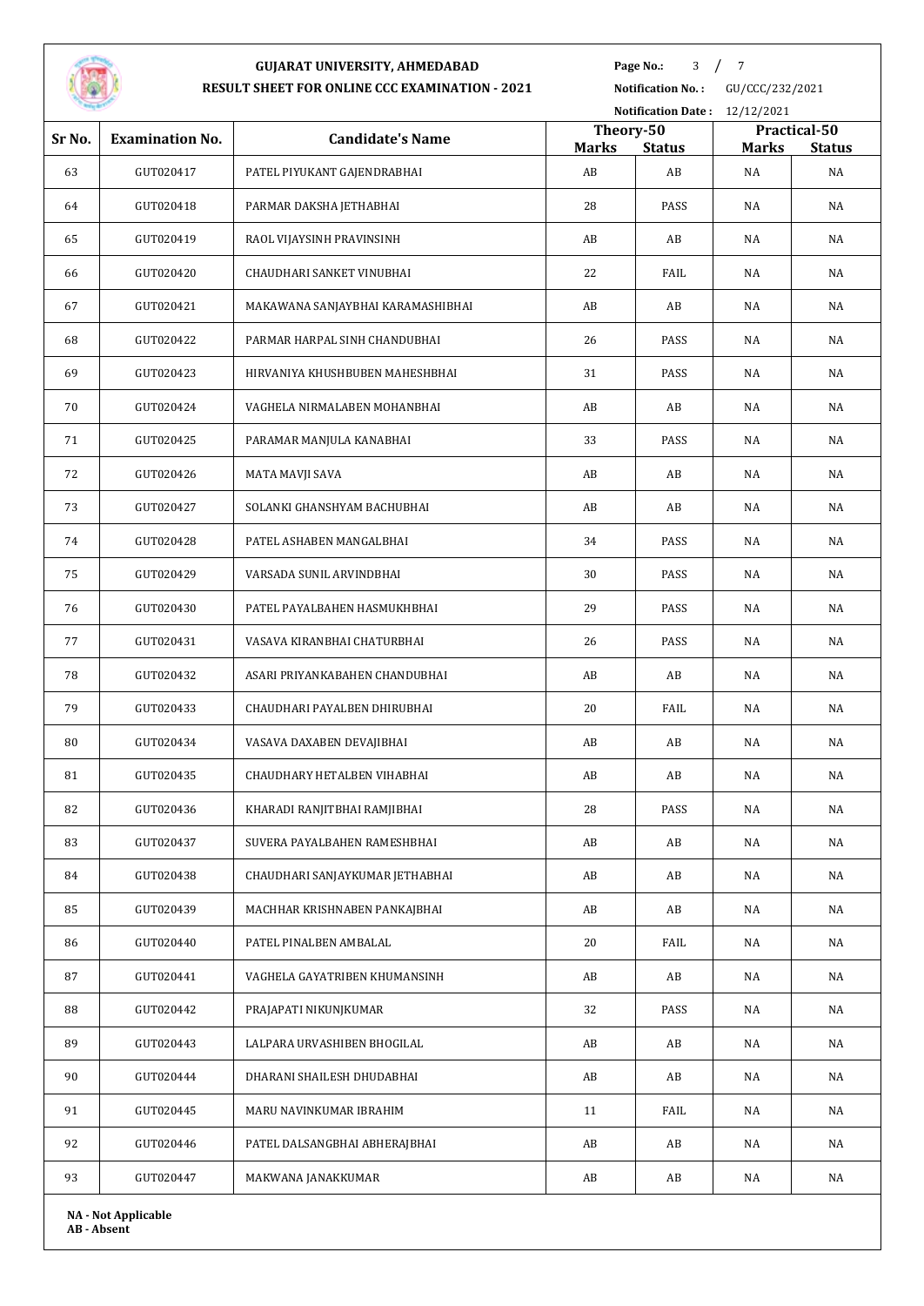# GUJARAT UNIVERSITY, AHMEDABAD

## RESULT SHEET FOR ONLINE CCC EXAMINATION - 2021

**Page No.:** 3 / 7

**Notification No. :** GU/CCC/232/2021

**Notification Date :** 12/12/2021

| Sr No. | Examination No. | Candidate's Name | Theory-50 | | Practical-50 | |
|---|---|---|---|---|---|---|
| | | | Marks | Status | Marks | Status |
| 63 | GUT020417 | PATEL PIYUKANT GAJENDRABHAI | AB | AB | NA | NA |
| 64 | GUT020418 | PARMAR DAKSHA JETHABHAI | 28 | PASS | NA | NA |
| 65 | GUT020419 | RAOL VIJAYSINH PRAVINSINH | AB | AB | NA | NA |
| 66 | GUT020420 | CHAUDHARI SANKET VINUBHAI | 22 | FAIL | NA | NA |
| 67 | GUT020421 | MAKAWANA SANJAYBHAI KARAMASHIBHAI | AB | AB | NA | NA |
| 68 | GUT020422 | PARMAR HARPAL SINH CHANDUBHAI | 26 | PASS | NA | NA |
| 69 | GUT020423 | HIRVANIYA KHUSHBUBEN MAHESHBHAI | 31 | PASS | NA | NA |
| 70 | GUT020424 | VAGHELA NIRMALABEN MOHANBHAI | AB | AB | NA | NA |
| 71 | GUT020425 | PARAMAR MANJULA KANABHAI | 33 | PASS | NA | NA |
| 72 | GUT020426 | MATA MAVJI SAVA | AB | AB | NA | NA |
| 73 | GUT020427 | SOLANKI GHANSHYAM BACHUBHAI | AB | AB | NA | NA |
| 74 | GUT020428 | PATEL ASHABEN MANGALBHAI | 34 | PASS | NA | NA |
| 75 | GUT020429 | VARSADA SUNIL ARVINDBHAI | 30 | PASS | NA | NA |
| 76 | GUT020430 | PATEL PAYALBAHEN HASMUKHBHAI | 29 | PASS | NA | NA |
| 77 | GUT020431 | VASAVA KIRANBHAI CHATURBHAI | 26 | PASS | NA | NA |
| 78 | GUT020432 | ASARI PRIYANKABAHEN CHANDUBHAI | AB | AB | NA | NA |
| 79 | GUT020433 | CHAUDHARI PAYALBEN DHIRUBHAI | 20 | FAIL | NA | NA |
| 80 | GUT020434 | VASAVA DAXABEN DEVAJIBHAI | AB | AB | NA | NA |
| 81 | GUT020435 | CHAUDHARY HETALBEN VIHABHAI | AB | AB | NA | NA |
| 82 | GUT020436 | KHARADI RANJITBHAI RAMJIBHAI | 28 | PASS | NA | NA |
| 83 | GUT020437 | SUVERA PAYALBAHEN RAMESHBHAI | AB | AB | NA | NA |
| 84 | GUT020438 | CHAUDHARI SANJAYKUMAR JETHABHAI | AB | AB | NA | NA |
| 85 | GUT020439 | MACHHAR KRISHNABEN PANKAJBHAI | AB | AB | NA | NA |
| 86 | GUT020440 | PATEL PINALBEN AMBALAL | 20 | FAIL | NA | NA |
| 87 | GUT020441 | VAGHELA GAYATRIBEN KHUMANSINH | AB | AB | NA | NA |
| 88 | GUT020442 | PRAJAPATI NIKUNJKUMAR | 32 | PASS | NA | NA |
| 89 | GUT020443 | LALPARA URVASHIBEN BHOGILAL | AB | AB | NA | NA |
| 90 | GUT020444 | DHARANI SHAILESH DHUDABHAI | AB | AB | NA | NA |
| 91 | GUT020445 | MARU NAVINKUMAR IBRAHIM | 11 | FAIL | NA | NA |
| 92 | GUT020446 | PATEL DALSANGBHAI ABHERAJBHAI | AB | AB | NA | NA |
| 93 | GUT020447 | MAKWANA JANAKKUMAR | AB | AB | NA | NA |

**NA - Not Applicable**
**AB - Absent**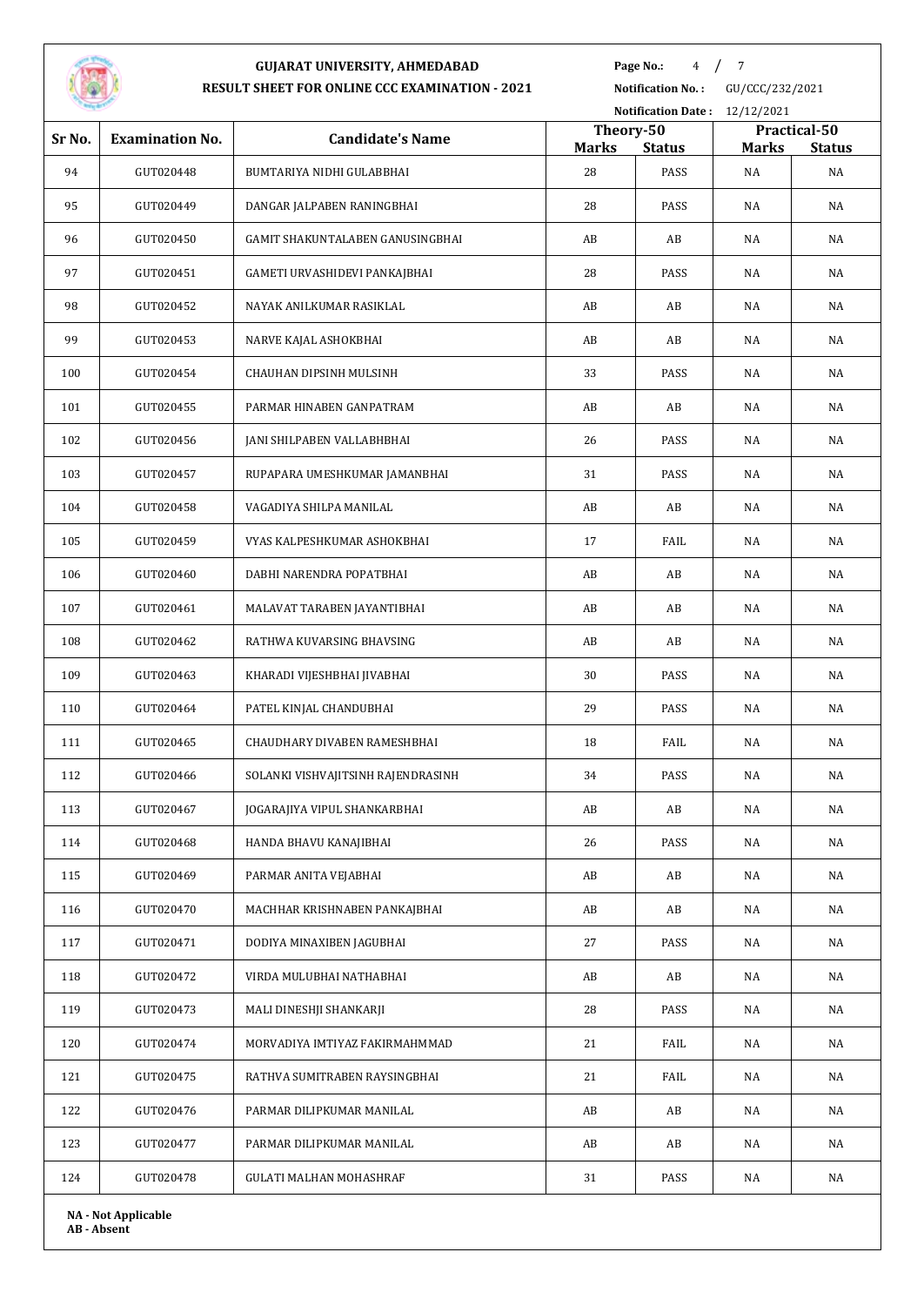**GUJARAT UNIVERSITY, AHMEDABAD**

**RESULT SHEET FOR ONLINE CCC EXAMINATION - 2021**

**Notification No. :** GU/CCC/232/2021

**Notification Date :** 12/12/2021

| Sr No. | Examination No. | Candidate's Name | Theory-50 | | Practical-50 | |
|---|---|---|---|---|---|---|
| | | | Marks | Status | Marks | Status |
| 94 | GUT020448 | BUMTARIYA NIDHI GULABBHAI | 28 | PASS | NA | NA |
| 95 | GUT020449 | DANGAR JALPABEN RANINGBHAI | 28 | PASS | NA | NA |
| 96 | GUT020450 | GAMIT SHAKUNTALABEN GANUSINGBHAI | AB | AB | NA | NA |
| 97 | GUT020451 | GAMETI URVASHIDEVI PANKAJBHAI | 28 | PASS | NA | NA |
| 98 | GUT020452 | NAYAK ANILKUMAR RASIKLAL | AB | AB | NA | NA |
| 99 | GUT020453 | NARVE KAJAL ASHOKBHAI | AB | AB | NA | NA |
| 100 | GUT020454 | CHAUHAN DIPSINH MULSINH | 33 | PASS | NA | NA |
| 101 | GUT020455 | PARMAR HINABEN GANPATRAM | AB | AB | NA | NA |
| 102 | GUT020456 | JANI SHILPABEN VALLABHBHAI | 26 | PASS | NA | NA |
| 103 | GUT020457 | RUPAPARA UMESHKUMAR JAMANBHAI | 31 | PASS | NA | NA |
| 104 | GUT020458 | VAGADIYA SHILPA MANILAL | AB | AB | NA | NA |
| 105 | GUT020459 | VYAS KALPESHKUMAR ASHOKBHAI | 17 | FAIL | NA | NA |
| 106 | GUT020460 | DABHI NARENDRA POPATBHAI | AB | AB | NA | NA |
| 107 | GUT020461 | MALAVAT TARABEN JAYANTIBHAI | AB | AB | NA | NA |
| 108 | GUT020462 | RATHWA KUVARSING BHAVSING | AB | AB | NA | NA |
| 109 | GUT020463 | KHARADI VIJESHBHAI JIVABHAI | 30 | PASS | NA | NA |
| 110 | GUT020464 | PATEL KINJAL CHANDUBHAI | 29 | PASS | NA | NA |
| 111 | GUT020465 | CHAUDHARY DIVABEN RAMESHBHAI | 18 | FAIL | NA | NA |
| 112 | GUT020466 | SOLANKI VISHVAJITSINH RAJENDRASINH | 34 | PASS | NA | NA |
| 113 | GUT020467 | JOGARAJIYA VIPUL SHANKARBHAI | AB | AB | NA | NA |
| 114 | GUT020468 | HANDA BHAVU KANAJIBHAI | 26 | PASS | NA | NA |
| 115 | GUT020469 | PARMAR ANITA VEJABHAI | AB | AB | NA | NA |
| 116 | GUT020470 | MACHHAR KRISHNABEN PANKAJBHAI | AB | AB | NA | NA |
| 117 | GUT020471 | DODIYA MINAXIBEN JAGUBHAI | 27 | PASS | NA | NA |
| 118 | GUT020472 | VIRDA MULUBHAI NATHABHAI | AB | AB | NA | NA |
| 119 | GUT020473 | MALI DINESHJI SHANKARJI | 28 | PASS | NA | NA |
| 120 | GUT020474 | MORVADIYA IMTIYAZ FAKIRMAHMMAD | 21 | FAIL | NA | NA |
| 121 | GUT020475 | RATHVA SUMITRABEN RAYSINGBHAI | 21 | FAIL | NA | NA |
| 122 | GUT020476 | PARMAR DILIPKUMAR MANILAL | AB | AB | NA | NA |
| 123 | GUT020477 | PARMAR DILIPKUMAR MANILAL | AB | AB | NA | NA |
| 124 | GUT020478 | GULATI MALHAN MOHASHRAF | 31 | PASS | NA | NA |

**NA - Not Applicable**
**AB - Absent**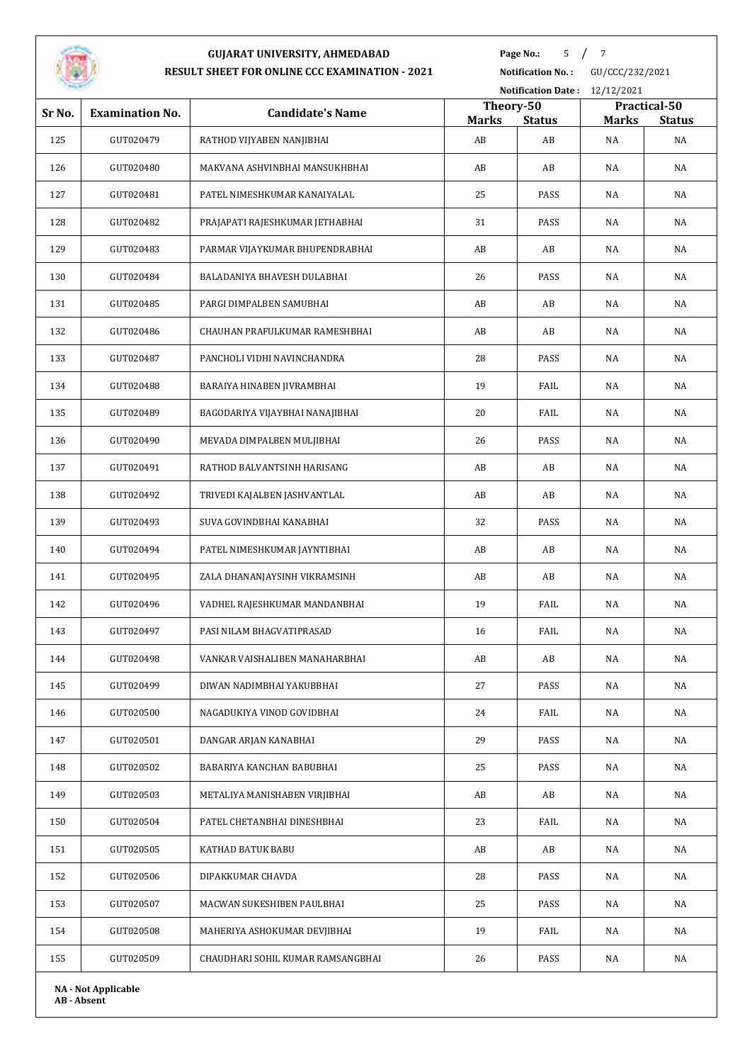**GUJARAT UNIVERSITY, AHMEDABAD**

**RESULT SHEET FOR ONLINE CCC EXAMINATION - 2021**

**Notification No. :** GU/CCC/232/2021

**Notification Date :** 12/12/2021

| Sr No. | Examination No. | Candidate's Name | Theory-50 | | Practical-50 | |
|---|---|---|---|---|---|---|
| | | | Marks | Status | Marks | Status |
| 125 | GUT020479 | RATHOD VIJYABEN NANJIBHAI | AB | AB | NA | NA |
| 126 | GUT020480 | MAKVANA ASHVINBHAI MANSUKHBHAI | AB | AB | NA | NA |
| 127 | GUT020481 | PATEL NIMESHKUMAR KANAIYALAL | 25 | PASS | NA | NA |
| 128 | GUT020482 | PRAJAPATI RAJESHKUMAR JETHABHAI | 31 | PASS | NA | NA |
| 129 | GUT020483 | PARMAR VIJAYKUMAR BHUPENDRABHAI | AB | AB | NA | NA |
| 130 | GUT020484 | BALADANIYA BHAVESH DULABHAI | 26 | PASS | NA | NA |
| 131 | GUT020485 | PARGI DIMPALBEN SAMUBHAI | AB | AB | NA | NA |
| 132 | GUT020486 | CHAUHAN PRAFULKUMAR RAMESHBHAI | AB | AB | NA | NA |
| 133 | GUT020487 | PANCHOLI VIDHI NAVINCHANDRA | 28 | PASS | NA | NA |
| 134 | GUT020488 | BARAIYA HINABEN JIVRAMBHAI | 19 | FAIL | NA | NA |
| 135 | GUT020489 | BAGODARIYA VIJAYBHAI NANAJIBHAI | 20 | FAIL | NA | NA |
| 136 | GUT020490 | MEVADA DIMPALBEN MULJIBHAI | 26 | PASS | NA | NA |
| 137 | GUT020491 | RATHOD BALVANTSINH HARISANG | AB | AB | NA | NA |
| 138 | GUT020492 | TRIVEDI KAJALBEN JASHVANTLAL | AB | AB | NA | NA |
| 139 | GUT020493 | SUVA GOVINDBHAI KANABHAI | 32 | PASS | NA | NA |
| 140 | GUT020494 | PATEL NIMESHKUMAR JAYNTIBHAI | AB | AB | NA | NA |
| 141 | GUT020495 | ZALA DHANANJAYSINH VIKRAMSINH | AB | AB | NA | NA |
| 142 | GUT020496 | VADHEL RAJESHKUMAR MANDANBHAI | 19 | FAIL | NA | NA |
| 143 | GUT020497 | PASI NILAM BHAGVATIPRASAD | 16 | FAIL | NA | NA |
| 144 | GUT020498 | VANKAR VAISHALIBEN MANAHARBHAI | AB | AB | NA | NA |
| 145 | GUT020499 | DIWAN NADIMBHAI YAKUBBHAI | 27 | PASS | NA | NA |
| 146 | GUT020500 | NAGADUKIYA VINOD GOVIDBHAI | 24 | FAIL | NA | NA |
| 147 | GUT020501 | DANGAR ARJAN KANABHAI | 29 | PASS | NA | NA |
| 148 | GUT020502 | BABARIYA KANCHAN BABUBHAI | 25 | PASS | NA | NA |
| 149 | GUT020503 | METALIYA MANISHABEN VIRJIBHAI | AB | AB | NA | NA |
| 150 | GUT020504 | PATEL CHETANBHAI DINESHBHAI | 23 | FAIL | NA | NA |
| 151 | GUT020505 | KATHAD BATUK BABU | AB | AB | NA | NA |
| 152 | GUT020506 | DIPAKKUMAR CHAVDA | 28 | PASS | NA | NA |
| 153 | GUT020507 | MACWAN SUKESHIBEN PAULBHAI | 25 | PASS | NA | NA |
| 154 | GUT020508 | MAHERIYA ASHOKUMAR DEVJIBHAI | 19 | FAIL | NA | NA |
| 155 | GUT020509 | CHAUDHARI SOHIL KUMAR RAMSANGBHAI | 26 | PASS | NA | NA |

**NA - Not Applicable**
**AB - Absent**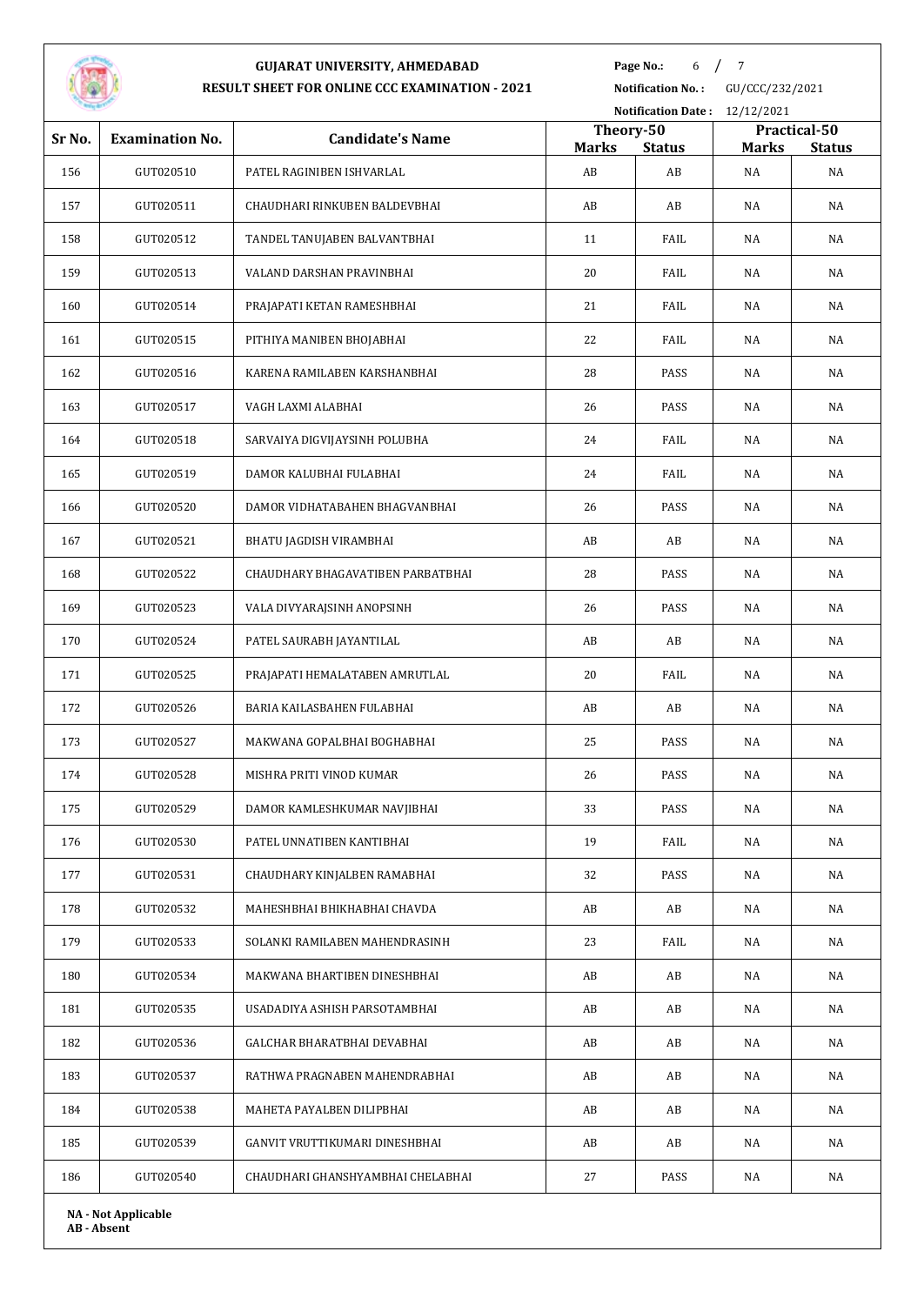# GUJARAT UNIVERSITY, AHMEDABAD

## RESULT SHEET FOR ONLINE CCC EXAMINATION - 2021

**Notification No. :** GU/CCC/232/2021

**Notification Date :** 12/12/2021

| Sr No. | Examination No. | Candidate's Name | Theory-50 | | Practical-50 | |
|---|---|---|---|---|---|---|
| | | | Marks | Status | Marks | Status |
| 156 | GUT020510 | PATEL RAGINIBEN ISHVARLAL | AB | AB | NA | NA |
| 157 | GUT020511 | CHAUDHARI RINKUBEN BALDEVBHAI | AB | AB | NA | NA |
| 158 | GUT020512 | TANDEL TANUJABEN BALVANTBHAI | 11 | FAIL | NA | NA |
| 159 | GUT020513 | VALAND DARSHAN PRAVINBHAI | 20 | FAIL | NA | NA |
| 160 | GUT020514 | PRAJAPATI KETAN RAMESHBHAI | 21 | FAIL | NA | NA |
| 161 | GUT020515 | PITHIYA MANIBEN BHOJABHAI | 22 | FAIL | NA | NA |
| 162 | GUT020516 | KARENA RAMILABEN KARSHANBHAI | 28 | PASS | NA | NA |
| 163 | GUT020517 | VAGH LAXMI ALABHAI | 26 | PASS | NA | NA |
| 164 | GUT020518 | SARVAIYA DIGVIJAYSINH POLUBHA | 24 | FAIL | NA | NA |
| 165 | GUT020519 | DAMOR KALUBHAI FULABHAI | 24 | FAIL | NA | NA |
| 166 | GUT020520 | DAMOR VIDHATABAHEN BHAGVANBHAI | 26 | PASS | NA | NA |
| 167 | GUT020521 | BHATU JAGDISH VIRAMBHAI | AB | AB | NA | NA |
| 168 | GUT020522 | CHAUDHARY BHAGAVATIBEN PARBATBHAI | 28 | PASS | NA | NA |
| 169 | GUT020523 | VALA DIVYARAJSINH ANOPSINH | 26 | PASS | NA | NA |
| 170 | GUT020524 | PATEL SAURABH JAYANTILAL | AB | AB | NA | NA |
| 171 | GUT020525 | PRAJAPATI HEMALATABEN AMRUTLAL | 20 | FAIL | NA | NA |
| 172 | GUT020526 | BARIA KAILASBAHEN FULABHAI | AB | AB | NA | NA |
| 173 | GUT020527 | MAKWANA GOPALBHAI BOGHABHAI | 25 | PASS | NA | NA |
| 174 | GUT020528 | MISHRA PRITI VINOD KUMAR | 26 | PASS | NA | NA |
| 175 | GUT020529 | DAMOR KAMLESHKUMAR NAVJIBHAI | 33 | PASS | NA | NA |
| 176 | GUT020530 | PATEL UNNATIBEN KANTIBHAI | 19 | FAIL | NA | NA |
| 177 | GUT020531 | CHAUDHARY KINJALBEN RAMABHAI | 32 | PASS | NA | NA |
| 178 | GUT020532 | MAHESHBHAI BHIKHABHAI CHAVDA | AB | AB | NA | NA |
| 179 | GUT020533 | SOLANKI RAMILABEN MAHENDRASINH | 23 | FAIL | NA | NA |
| 180 | GUT020534 | MAKWANA BHARTIBEN DINESHBHAI | AB | AB | NA | NA |
| 181 | GUT020535 | USADADIYA ASHISH PARSOTAMBHAI | AB | AB | NA | NA |
| 182 | GUT020536 | GALCHAR BHARATBHAI DEVABHAI | AB | AB | NA | NA |
| 183 | GUT020537 | RATHWA PRAGNABEN MAHENDRABHAI | AB | AB | NA | NA |
| 184 | GUT020538 | MAHETA PAYALBEN DILIPBHAI | AB | AB | NA | NA |
| 185 | GUT020539 | GANVIT VRUTTIKUMARI DINESHBHAI | AB | AB | NA | NA |
| 186 | GUT020540 | CHAUDHARI GHANSHYAMBHAI CHELABHAI | 27 | PASS | NA | NA |

**NA - Not Applicable**
**AB - Absent**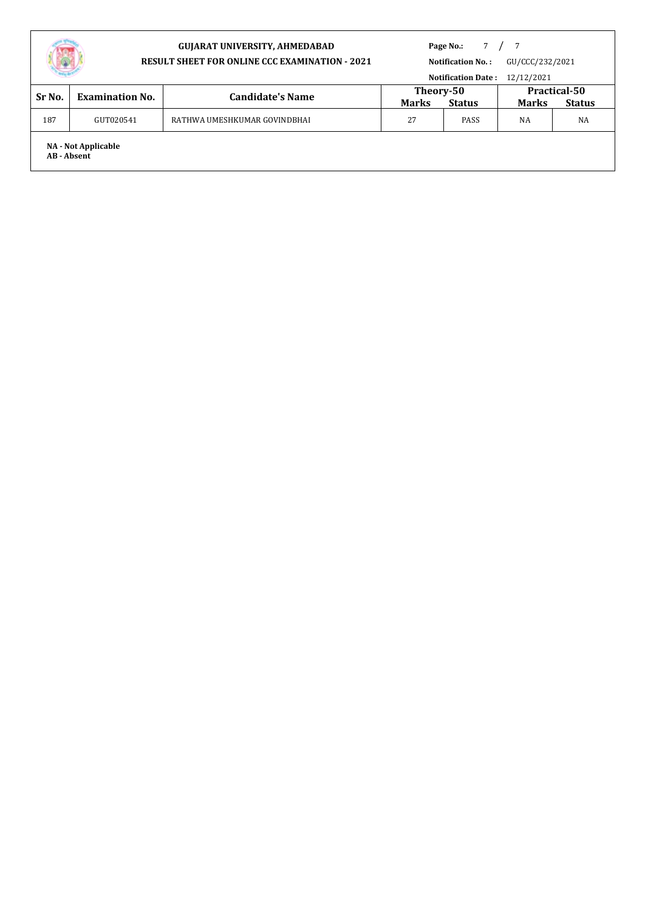**GUJARAT UNIVERSITY, AHMEDABAD**

**RESULT SHEET FOR ONLINE CCC EXAMINATION - 2021**

**Notification No. :** GU/CCC/232/2021

**Notification Date :** 12/12/2021

| Sr No. | Examination No. | Candidate's Name | Theory-50 | | Practical-50 | |
|---|---|---|---|---|---|---|
| | | | Marks | Status | Marks | Status |
| 187 | GUT020541 | RATHWA UMESHKUMAR GOVINDBHAI | 27 | PASS | NA | NA |

**NA - Not Applicable**
**AB - Absent**